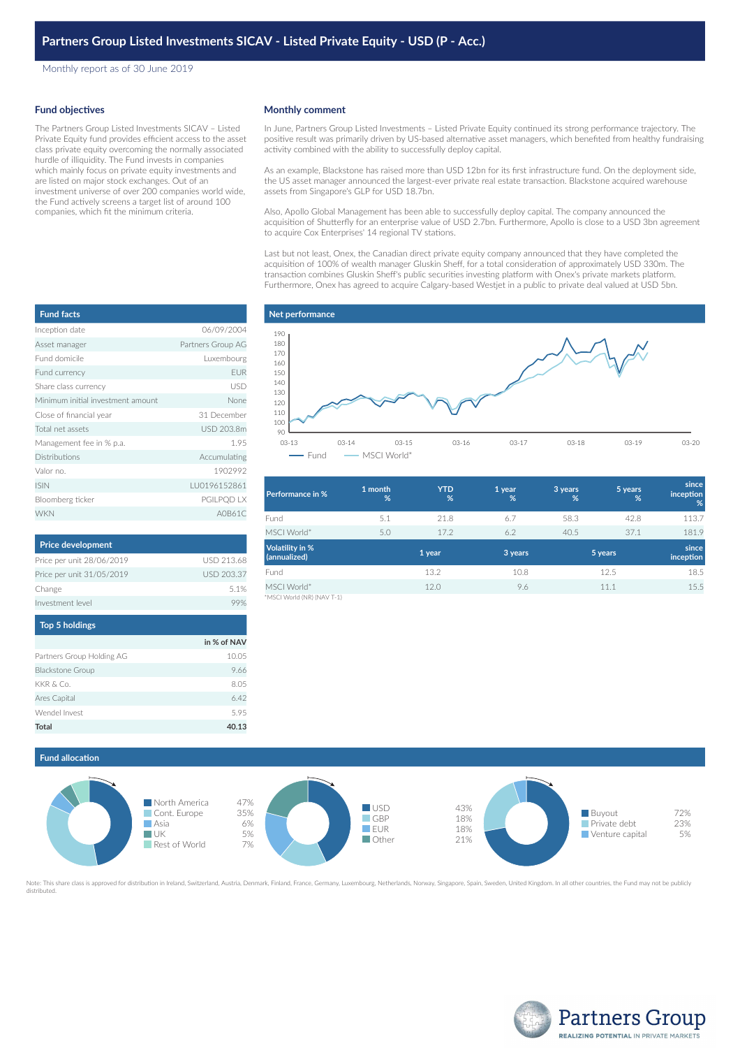# Partners Group Listed Investments SICAV - Listed Private Equity - USD (P - Acc.)

Monthly report as of 30 June 2019

## Fund objectives

The Partners Group Listed Investments SICAV – Listed Private Equity fund provides efficient access to the asset class private equity overcoming the normally associated hurdle of illiquidity. The Fund invests in companies which mainly focus on private equity investments and are listed on major stock exchanges. Out of an investment universe of over 200 companies world wide, the Fund actively screens a target list of around 100 companies, which fit the minimum criteria.

## Monthly comment

In June, Partners Group Listed Investments – Listed Private Equity continued its strong performance trajectory. The positive result was primarily driven by US-based alternative asset managers, which benefited from healthy fundraising activity combined with the ability to successfully deploy capital.

As an example, Blackstone has raised more than USD 12bn for its first infrastructure fund. On the deployment side, the US asset manager announced the largest-ever private real estate transaction. Blackstone acquired warehouse assets from Singapore's GLP for USD 18.7bn.

Also, Apollo Global Management has been able to successfully deploy capital. The company announced the acquisition of Shutterfly for an enterprise value of USD 2.7bn. Furthermore, Apollo is close to a USD 3bn agreement to acquire Cox Enterprises' 14 regional TV stations.

Last but not least, Onex, the Canadian direct private equity company announced that they have completed the acquisition of 100% of wealth manager Gluskin Sheff, for a total consideration of approximately USD 330m. The transaction combines Gluskin Sheff's public securities investing platform with Onex's private markets platform. Furthermore, Onex has agreed to acquire Calgary-based Westjet in a public to private deal valued at USD 5bn.

## Fund facts

| | |
|---|---|
| Inception date | 06/09/2004 |
| Asset manager | Partners Group AG |
| Fund domicile | Luxembourg |
| Fund currency | EUR |
| Share class currency | USD |
| Minimum initial investment amount | None |
| Close of financial year | 31 December |
| Total net assets | USD 203.8m |
| Management fee in % p.a. | 1.95 |
| Distributions | Accumulating |
| Valor no. | 1902992 |
| ISIN | LU0196152861 |
| Bloomberg ticker | PGILPQD LX |
| WKN | A0B61C |

## Net performance

Fund — MSCI World*

## Price development

| | |
|---|---|
| Price per unit 28/06/2019 | USD 213.68 |
| Price per unit 31/05/2019 | USD 203.37 |
| Change | 5.1% |
| Investment level | 99% |

## Top 5 holdings

| | in % of NAV |
|---|---|
| Partners Group Holding AG | 10.05 |
| Blackstone Group | 9.66 |
| KKR & Co. | 8.05 |
| Ares Capital | 6.42 |
| Wendel Invest | 5.95 |
| **Total** | **40.13** |

| Performance in % | 1 month % | YTD % | 1 year % | 3 years % | 5 years % | since inception % |
|---|---|---|---|---|---|---|
| Fund | 5.1 | 21.8 | 6.7 | 58.3 | 42.8 | 113.7 |
| MSCI World* | 5.0 | 17.2 | 6.2 | 40.5 | 37.1 | 181.9 |

| Volatility in % (annualized) | 1 year | 3 years | 5 years | since inception |
|---|---|---|---|---|
| Fund | 13.2 | 10.8 | 12.5 | 18.5 |
| MSCI World* | 12.0 | 9.6 | 11.1 | 15.5 |

*MSCI World (NR) (NAV T-1)

## Fund allocation

| Region | % |
|---|---|
| North America | 47% |
| Cont. Europe | 35% |
| Asia | 6% |
| UK | 5% |
| Rest of World | 7% |

| Currency | % |
|---|---|
| USD | 43% |
| GBP | 18% |
| EUR | 18% |
| Other | 21% |

| Strategy | % |
|---|---|
| Buyout | 72% |
| Private debt | 23% |
| Venture capital | 5% |

Note: This share class is approved for distribution in Ireland, Switzerland, Austria, Denmark, Finland, France, Germany, Luxembourg, Netherlands, Norway, Singapore, Spain, Sweden, United Kingdom. In all other countries, the Fund may not be publicly distributed.

Partners Group
REALIZING POTENTIAL IN PRIVATE MARKETS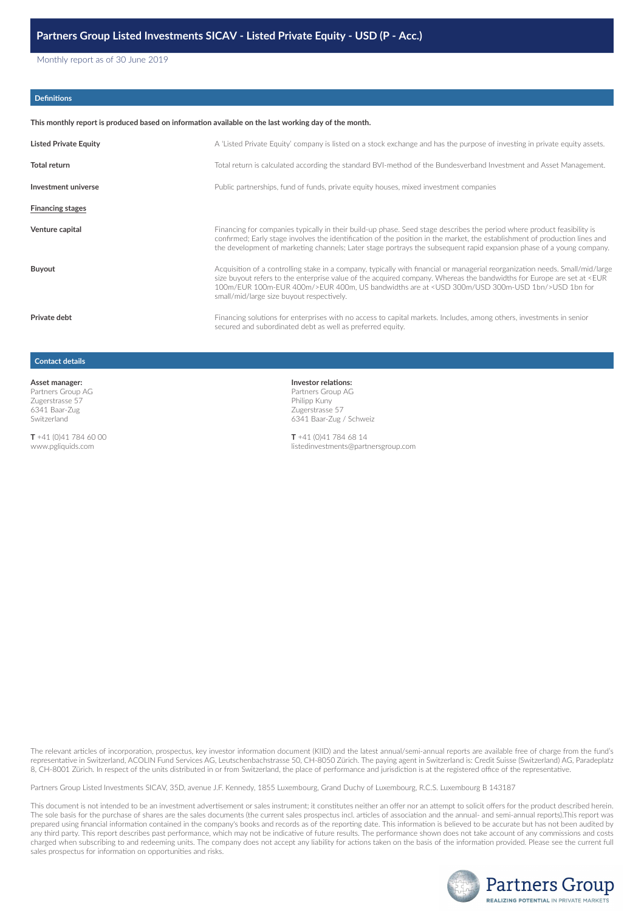# Partners Group Listed Investments SICAV - Listed Private Equity - USD (P - Acc.)

Monthly report as of 30 June 2019

## Definitions

**This monthly report is produced based on information available on the last working day of the month.**

| | |
|---|---|
| **Listed Private Equity** | A 'Listed Private Equity' company is listed on a stock exchange and has the purpose of investing in private equity assets. |
| **Total return** | Total return is calculated according the standard BVI-method of the Bundesverband Investment and Asset Management. |
| **Investment universe** | Public partnerships, fund of funds, private equity houses, mixed investment companies |
| **Financing stages** | |
| **Venture capital** | Financing for companies typically in their build-up phase. Seed stage describes the period where product feasibility is confirmed; Early stage involves the identification of the position in the market, the establishment of production lines and the development of marketing channels; Later stage portrays the subsequent rapid expansion phase of a young company. |
| **Buyout** | Acquisition of a controlling stake in a company, typically with financial or managerial reorganization needs. Small/mid/large size buyout refers to the enterprise value of the acquired company. Whereas the bandwidths for Europe are set at <EUR 100m/EUR 100m-EUR 400m/>EUR 400m, US bandwidths are at <USD 300m/USD 300m-USD 1bn/>USD 1bn for small/mid/large size buyout respectively. |
| **Private debt** | Financing solutions for enterprises with no access to capital markets. Includes, among others, investments in senior secured and subordinated debt as well as preferred equity. |

## Contact details

**Asset manager:**
Partners Group AG
Zugerstrasse 57
6341 Baar-Zug
Switzerland

**T** +41 (0)41 784 60 00
www.pgliquids.com

**Investor relations:**
Partners Group AG
Philipp Kuny
Zugerstrasse 57
6341 Baar-Zug / Schweiz

**T** +41 (0)41 784 68 14
listedinvestments@partnersgroup.com

The relevant articles of incorporation, prospectus, key investor information document (KIID) and the latest annual/semi-annual reports are available free of charge from the fund's representative in Switzerland, ACOLIN Fund Services AG, Leutschenbachstrasse 50, CH-8050 Zürich. The paying agent in Switzerland is: Credit Suisse (Switzerland) AG, Paradeplatz 8, CH-8001 Zürich. In respect of the units distributed in or from Switzerland, the place of performance and jurisdiction is at the registered office of the representative.

Partners Group Listed Investments SICAV, 35D, avenue J.F. Kennedy, 1855 Luxembourg, Grand Duchy of Luxembourg, R.C.S. Luxembourg B 143187

This document is not intended to be an investment advertisement or sales instrument; it constitutes neither an offer nor an attempt to solicit offers for the product described herein. The sole basis for the purchase of shares are the sales documents (the current sales prospectus incl. articles of association and the annual- and semi-annual reports).This report was prepared using financial information contained in the company's books and records as of the reporting date. This information is believed to be accurate but has not been audited by any third party. This report describes past performance, which may not be indicative of future results. The performance shown does not take account of any commissions and costs charged when subscribing to and redeeming units. The company does not accept any liability for actions taken on the basis of the information provided. Please see the current full sales prospectus for information on opportunities and risks.

Partners Group
REALIZING POTENTIAL IN PRIVATE MARKETS